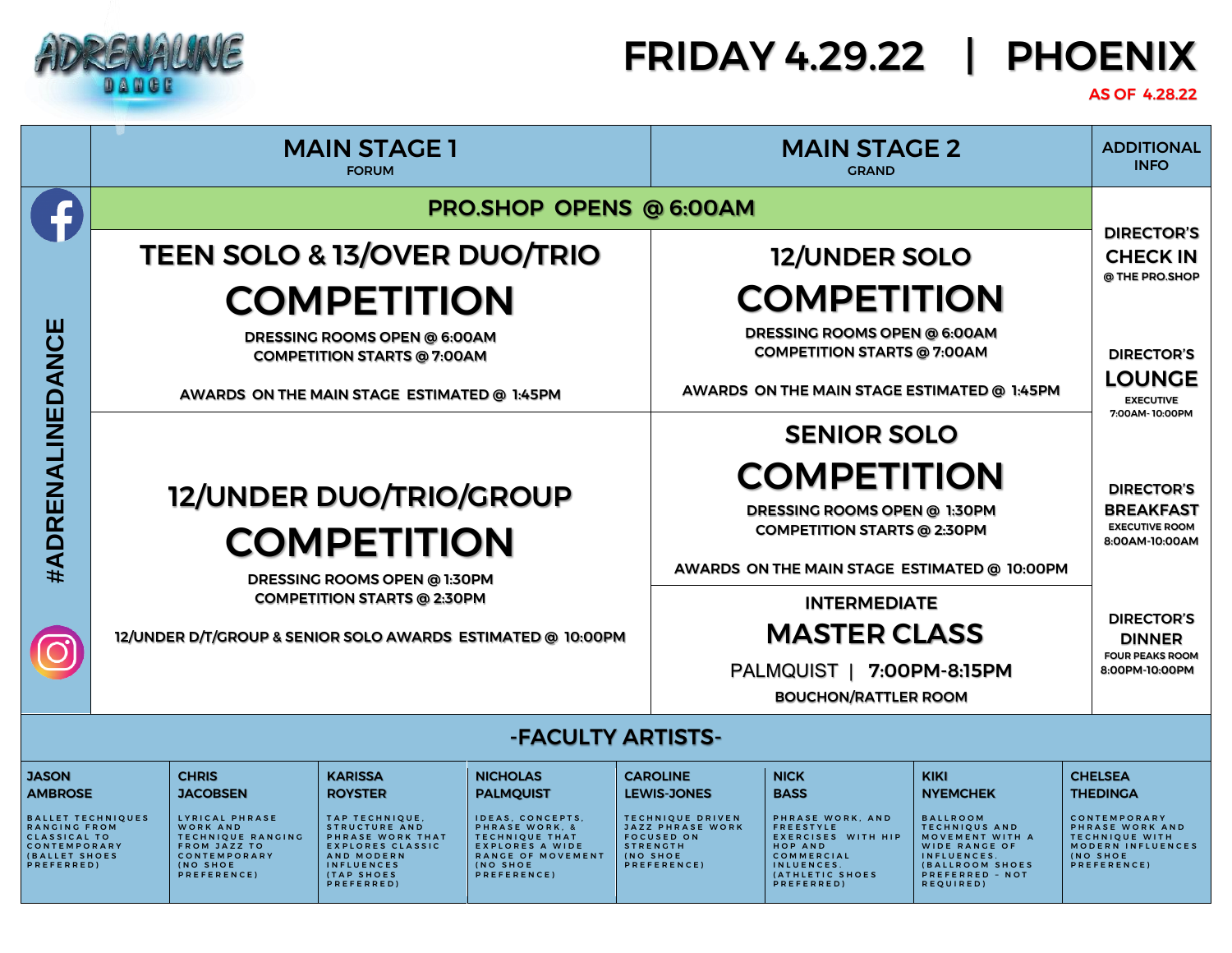# ADRENALINE DANCE

# FRIDAY 4.29.22 | PHOENIX

AS OF 4.28.22

#ADRENALINEDANCE

| MAIN STAGE 1 FORUM | MAIN STAGE 2 GRAND | ADDITIONAL INFO |
|---|---|---|
| **PRO.SHOP OPENS @ 6:00AM** | | **DIRECTOR'S CHECK IN** @ THE PRO.SHOP |
| **TEEN SOLO & 13/OVER DUO/TRIO COMPETITION**<br>DRESSING ROOMS OPEN @ 6:00AM<br>COMPETITION STARTS @ 7:00AM<br>AWARDS ON THE MAIN STAGE ESTIMATED @ 1:45PM | **12/UNDER SOLO COMPETITION**<br>DRESSING ROOMS OPEN @ 6:00AM<br>COMPETITION STARTS @ 7:00AM<br>AWARDS ON THE MAIN STAGE ESTIMATED @ 1:45PM | **DIRECTOR'S LOUNGE**<br>EXECUTIVE<br>7:00AM-10:00PM |
| **12/UNDER DUO/TRIO/GROUP COMPETITION**<br>DRESSING ROOMS OPEN @ 1:30PM<br>COMPETITION STARTS @ 2:30PM<br>12/UNDER D/T/GROUP & SENIOR SOLO AWARDS ESTIMATED @ 10:00PM | **SENIOR SOLO COMPETITION**<br>DRESSING ROOMS OPEN @ 1:30PM<br>COMPETITION STARTS @ 2:30PM<br>AWARDS ON THE MAIN STAGE ESTIMATED @ 10:00PM | **DIRECTOR'S BREAKFAST**<br>EXECUTIVE ROOM<br>8:00AM-10:00AM |
| | **INTERMEDIATE MASTER CLASS**<br>PALMQUIST \| 7:00PM-8:15PM<br>BOUCHON/RATTLER ROOM | **DIRECTOR'S DINNER**<br>FOUR PEAKS ROOM<br>8:00PM-10:00PM |

## -FACULTY ARTISTS-

| JASON AMBROSE | CHRIS JACOBSEN | KARISSA ROYSTER | NICHOLAS PALMQUIST | CAROLINE LEWIS-JONES | NICK BASS | KIKI NYEMCHEK | CHELSEA THEDINGA |
|---|---|---|---|---|---|---|---|
| BALLET TECHNIQUES RANGING FROM CLASSICAL TO CONTEMPORARY (BALLET SHOES PREFERRED) | LYRICAL PHRASE WORK AND TECHNIQUE RANGING FROM JAZZ TO CONTEMPORARY (NO SHOE PREFERENCE) | TAP TECHNIQUE, STRUCTURE AND PHRASE WORK THAT EXPLORES CLASSIC AND MODERN INFLUENCES (TAP SHOES PREFERRED) | IDEAS, CONCEPTS, PHRASE WORK, & TECHNIQUE THAT EXPLORES A WIDE RANGE OF MOVEMENT (NO SHOE PREFERENCE) | TECHNIQUE DRIVEN JAZZ PHRASE WORK FOCUSED ON STRENGTH (NO SHOE PREFERENCE) | PHRASE WORK, AND FREESTYLE EXERCISES WITH HIP HOP AND COMMERCIAL INLUENCES. (ATHLETIC SHOES PREFERRED) | BALLROOM TECHNIQUS AND MOVEMENT WITH A WIDE RANGE OF INFLUENCES. (BALLROOM SHOES PREFERRED - NOT REQUIRED) | CONTEMPORARY PHRASE WORK AND TECHNIQUE WITH MODERN INFLUENCES (NO SHOE PREFERENCE) |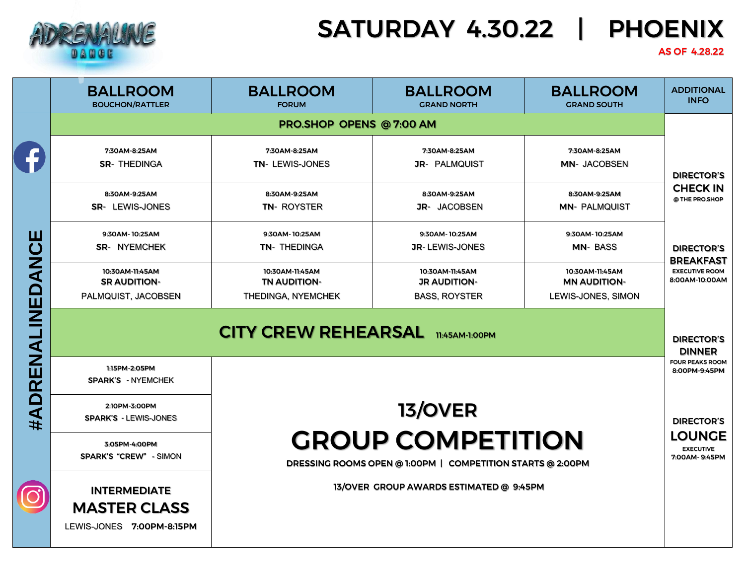ADRENALINE DANCE

# SATURDAY 4.30.22 | PHOENIX

AS OF 4.28.22

| BALLROOM BOUCHON/RATTLER | BALLROOM FORUM | BALLROOM GRAND NORTH | BALLROOM GRAND SOUTH | ADDITIONAL INFO |
|---|---|---|---|---|
| PRO.SHOP OPENS @ 7:00 AM | | | | |
| 7:30AM-8:25AM **SR**- THEDINGA | 7:30AM-8:25AM **TN**- LEWIS-JONES | 7:30AM-8:25AM **JR**- PALMQUIST | 7:30AM-8:25AM **MN**- JACOBSEN | **DIRECTOR'S CHECK IN** @ THE PRO.SHOP |
| 8:30AM-9:25AM **SR**- LEWIS-JONES | 8:30AM-9:25AM **TN**- ROYSTER | 8:30AM-9:25AM **JR**- JACOBSEN | 8:30AM-9:25AM **MN**- PALMQUIST | |
| 9:30AM-10:25AM **SR**- NYEMCHEK | 9:30AM-10:25AM **TN**- THEDINGA | 9:30AM-10:25AM **JR**- LEWIS-JONES | 9:30AM-10:25AM **MN**- BASS | **DIRECTOR'S BREAKFAST** EXECUTIVE ROOM 8:00AM-10:00AM |
| 10:30AM-11:45AM **SR AUDITION**- PALMQUIST, JACOBSEN | 10:30AM-11:45AM **TN AUDITION**- THEDINGA, NYEMCHEK | 10:30AM-11:45AM **JR AUDITION**- BASS, ROYSTER | 10:30AM-11:45AM **MN AUDITION**- LEWIS-JONES, SIMON | |
| **CITY CREW REHEARSAL** 11:45AM-1:00PM | | | | **DIRECTOR'S DINNER** FOUR PEAKS ROOM 8:00PM-9:45PM |
| 1:15PM-2:05PM **SPARK'S** - NYEMCHEK | **13/OVER GROUP COMPETITION** DRESSING ROOMS OPEN @ 1:00PM \| COMPETITION STARTS @ 2:00PM — 13/OVER GROUP AWARDS ESTIMATED @ 9:45PM | | | |
| 2:10PM-3:00PM **SPARK'S** - LEWIS-JONES | | | | **DIRECTOR'S LOUNGE** EXECUTIVE 7:00AM-9:45PM |
| 3:05PM-4:00PM **SPARK'S "CREW"** - SIMON | | | | |
| **INTERMEDIATE MASTER CLASS** LEWIS-JONES **7:00PM-8:15PM** | | | | |

#ADRENALINEDANCE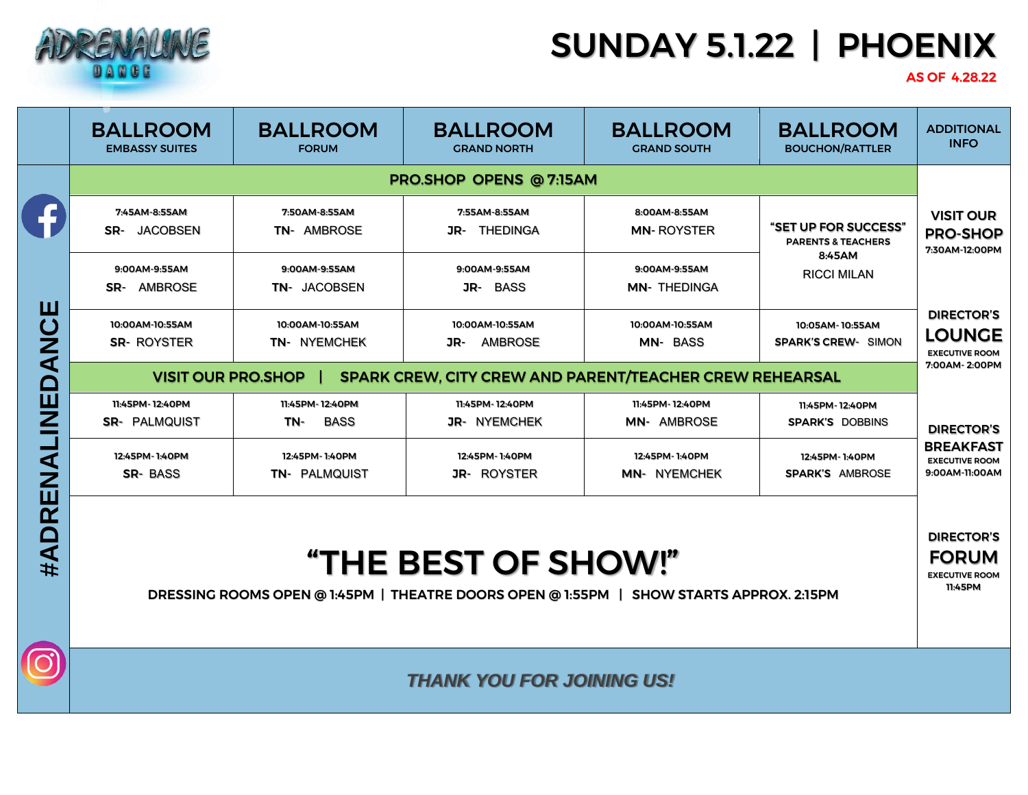# SUNDAY 5.1.22 | PHOENIX

AS OF 4.28.22

| BALLROOM EMBASSY SUITES | BALLROOM FORUM | BALLROOM GRAND NORTH | BALLROOM GRAND SOUTH | BALLROOM BOUCHON/RATTLER | ADDITIONAL INFO |
|---|---|---|---|---|---|
| **PRO.SHOP OPENS @ 7:15AM** | | | | | |
| 7:45AM-8:55AM SR- JACOBSEN | 7:50AM-8:55AM TN- AMBROSE | 7:55AM-8:55AM JR- THEDINGA | 8:00AM-8:55AM MN- ROYSTER | "SET UP FOR SUCCESS" PARENTS & TEACHERS 8:45AM RICCI MILAN | VISIT OUR PRO-SHOP 7:30AM-12:00PM |
| 9:00AM-9:55AM SR- AMBROSE | 9:00AM-9:55AM TN- JACOBSEN | 9:00AM-9:55AM JR- BASS | 9:00AM-9:55AM MN- THEDINGA | | |
| 10:00AM-10:55AM SR- ROYSTER | 10:00AM-10:55AM TN- NYEMCHEK | 10:00AM-10:55AM JR- AMBROSE | 10:00AM-10:55AM MN- BASS | 10:05AM- 10:55AM SPARK'S CREW- SIMON | DIRECTOR'S LOUNGE EXECUTIVE ROOM 7:00AM- 2:00PM |
| **VISIT OUR PRO.SHOP \| SPARK CREW, CITY CREW AND PARENT/TEACHER CREW REHEARSAL** | | | | | |
| 11:45PM- 12:40PM SR- PALMQUIST | 11:45PM- 12:40PM TN- BASS | 11:45PM- 12:40PM JR- NYEMCHEK | 11:45PM- 12:40PM MN- AMBROSE | 11:45PM- 12:40PM SPARK'S DOBBINS | DIRECTOR'S BREAKFAST EXECUTIVE ROOM 9:00AM-11:00AM |
| 12:45PM- 1:40PM SR- BASS | 12:45PM- 1:40PM TN- PALMQUIST | 12:45PM- 1:40PM JR- ROYSTER | 12:45PM- 1:40PM MN- NYEMCHEK | 12:45PM- 1:40PM SPARK'S AMBROSE | |
| **"THE BEST OF SHOW!"** DRESSING ROOMS OPEN @ 1:45PM \| THEATRE DOORS OPEN @ 1:55PM \| SHOW STARTS APPROX. 2:15PM | | | | | DIRECTOR'S FORUM EXECUTIVE ROOM 11:45PM |

#ADRENALINEDANCE

*THANK YOU FOR JOINING US!*